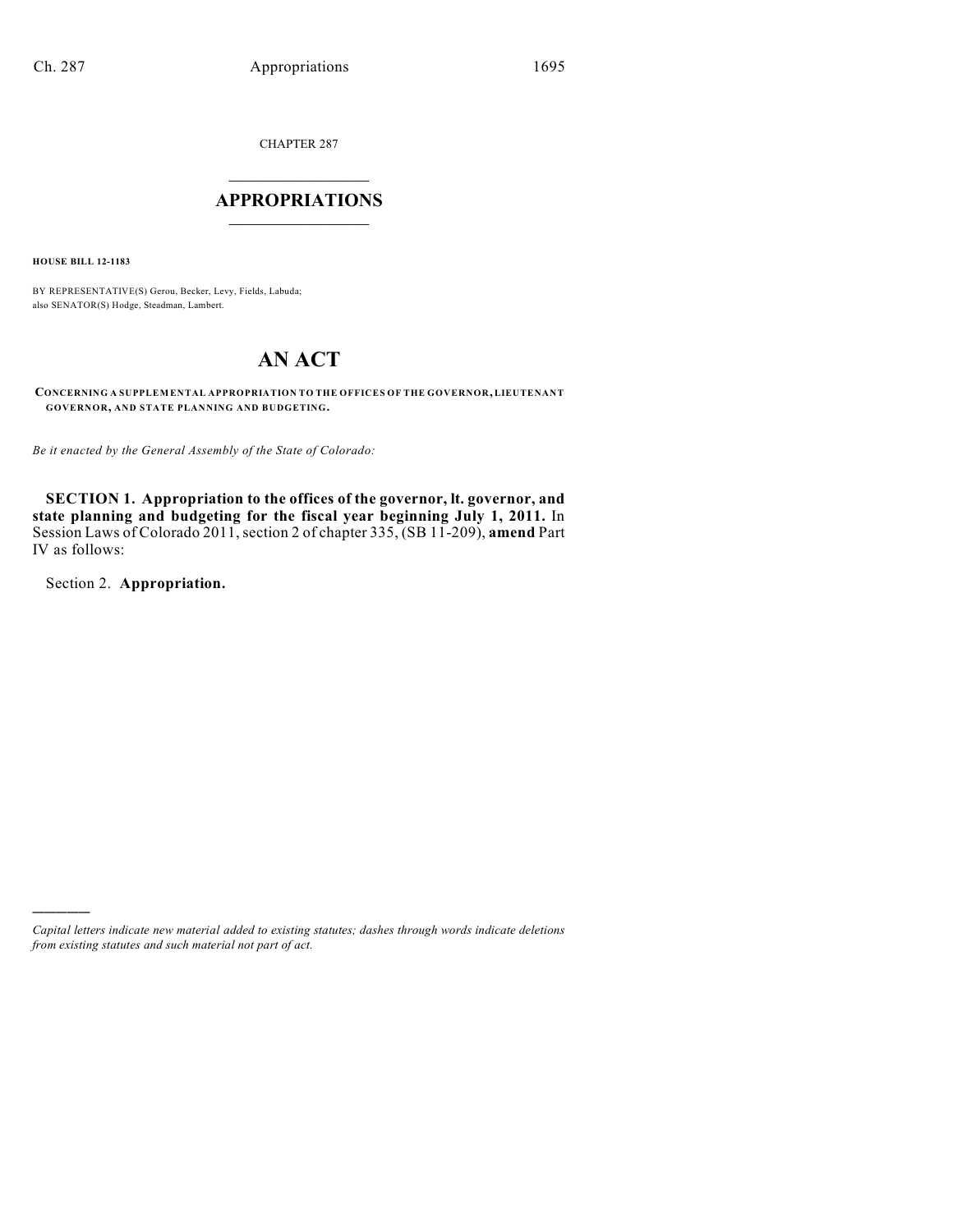CHAPTER 287

# APPROPRIATIONS

**HOUSE BILL 12-1183**

BY REPRESENTATIVE(S) Gerou, Becker, Levy, Fields, Labuda;
also SENATOR(S) Hodge, Steadman, Lambert.

# AN ACT

**CONCERNING A SUPPLEMENTAL APPROPRIATION TO THE OFFICES OF THE GOVERNOR, LIEUTENANT GOVERNOR, AND STATE PLANNING AND BUDGETING.**

*Be it enacted by the General Assembly of the State of Colorado:*

**SECTION 1. Appropriation to the offices of the governor, lt. governor, and state planning and budgeting for the fiscal year beginning July 1, 2011.** In Session Laws of Colorado 2011, section 2 of chapter 335, (SB 11-209), **amend** Part IV as follows:

Section 2. **Appropriation.**

————————

*Capital letters indicate new material added to existing statutes; dashes through words indicate deletions from existing statutes and such material not part of act.*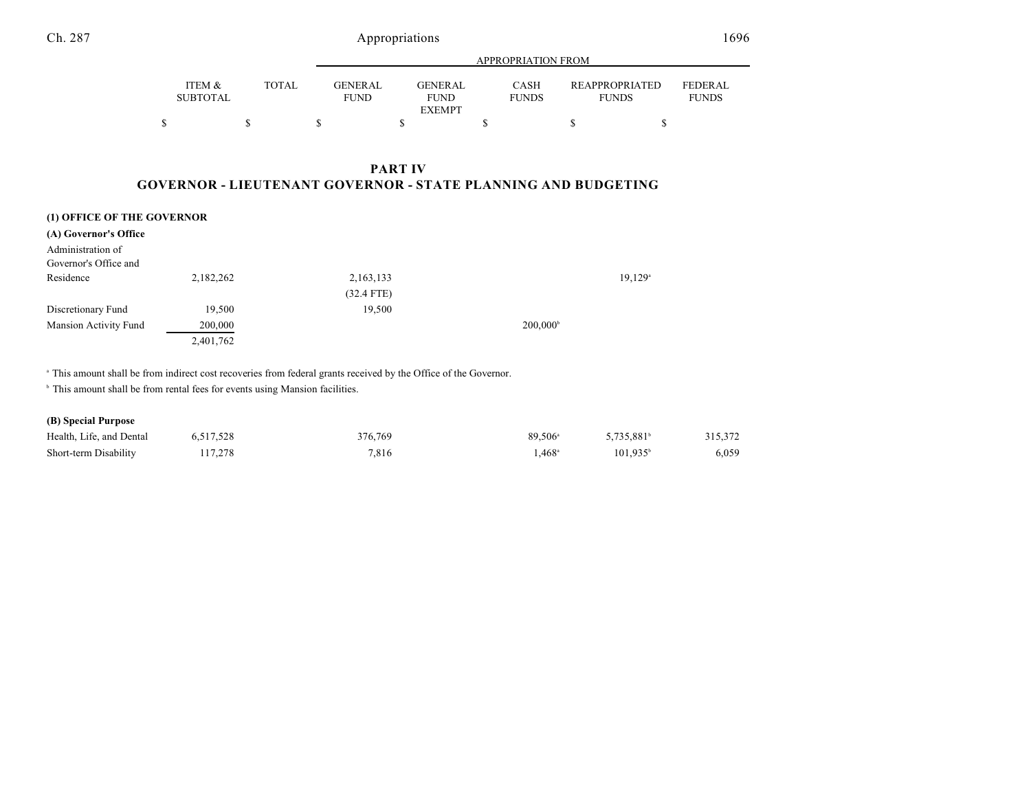## PART IV
## GOVERNOR - LIEUTENANT GOVERNOR - STATE PLANNING AND BUDGETING

| | ITEM & SUBTOTAL | TOTAL | APPROPRIATION FROM GENERAL FUND | GENERAL FUND EXEMPT | CASH FUNDS | REAPPROPRIATED FUNDS | FEDERAL FUNDS |
|---|---|---|---|---|---|---|---|
| | $ | $ | $ | $ | $ | $ | $ |
| **(1) OFFICE OF THE GOVERNOR** | | | | | | | |
| **(A) Governor's Office** | | | | | | | |
| Administration of Governor's Office and Residence | 2,182,262 | | 2,163,133 | | | 19,129[a] | |
| | | | (32.4 FTE) | | | | |
| Discretionary Fund | 19,500 | | 19,500 | | | | |
| Mansion Activity Fund | 200,000 | | | | 200,000[b] | | |
| | 2,401,762 | | | | | | |

[a] This amount shall be from indirect cost recoveries from federal grants received by the Office of the Governor.

[b] This amount shall be from rental fees for events using Mansion facilities.

| | ITEM & SUBTOTAL | TOTAL | GENERAL FUND | GENERAL FUND EXEMPT | CASH FUNDS | REAPPROPRIATED FUNDS | FEDERAL FUNDS |
|---|---|---|---|---|---|---|---|
| **(B) Special Purpose** | | | | | | | |
| Health, Life, and Dental | 6,517,528 | | 376,769 | | 89,506[a] | 5,735,881[b] | 315,372 |
| Short-term Disability | 117,278 | | 7,816 | | 1,468[a] | 101,935[b] | 6,059 |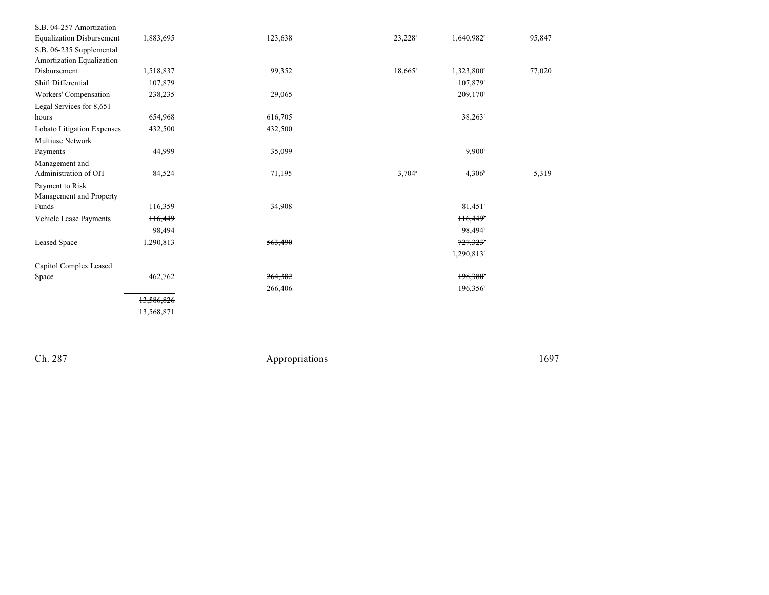| | | | | | |
|---|---|---|---|---|---|
| S.B. 04-257 Amortization Equalization Disbursement | 1,883,695 | 123,638 | 23,228[a] | 1,640,982[b] | 95,847 |
| S.B. 06-235 Supplemental Amortization Equalization Disbursement | 1,518,837 | 99,352 | 18,665[a] | 1,323,800[b] | 77,020 |
| Shift Differential | 107,879 | | | 107,879[b] | |
| Workers' Compensation | 238,235 | 29,065 | | 209,170[b] | |
| Legal Services for 8,651 hours | 654,968 | 616,705 | | 38,263[b] | |
| Lobato Litigation Expenses | 432,500 | 432,500 | | | |
| Multiuse Network Payments | 44,999 | 35,099 | | 9,900[b] | |
| Management and Administration of OIT | 84,524 | 71,195 | 3,704[a] | 4,306[b] | 5,319 |
| Payment to Risk Management and Property Funds | 116,359 | 34,908 | | 81,451[b] | |
| Vehicle Lease Payments | ~~116,449~~ 98,494 | | | ~~116,449~~[b] 98,494[b] | |
| Leased Space | 1,290,813 | ~~563,490~~ | | ~~727,323~~[b] 1,290,813[b] | |
| Capitol Complex Leased Space | 462,762 | ~~264,382~~ 266,406 | | ~~198,380~~[b] 196,356[b] | |
| | ~~13,586,826~~ 13,568,871 | | | | |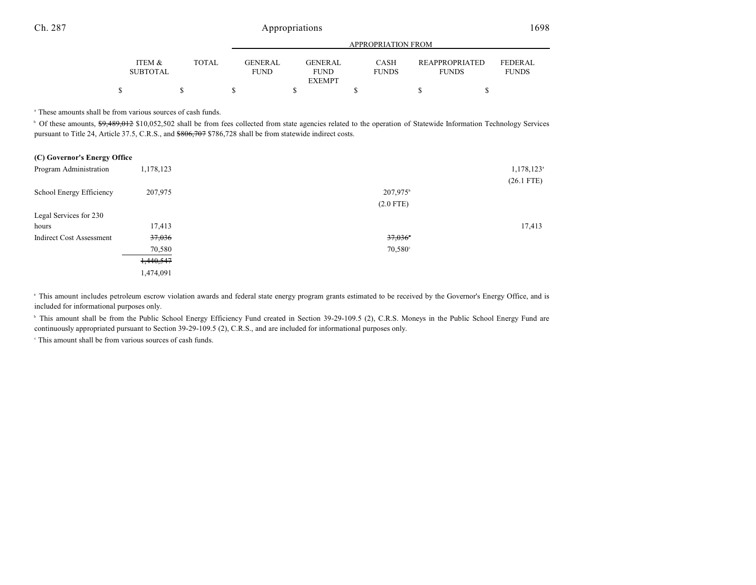| | ITEM & SUBTOTAL | TOTAL | GENERAL FUND | GENERAL FUND EXEMPT | CASH FUNDS | REAPPROPRIATED FUNDS | FEDERAL FUNDS |
|---|---|---|---|---|---|---|---|
| | | | APPROPRIATION FROM | | | | |
| | $ | $ | $ | $ | $ | $ | $ |

[a] These amounts shall be from various sources of cash funds.

[b] Of these amounts, ~~$9,489,012~~ $10,052,502 shall be from fees collected from state agencies related to the operation of Statewide Information Technology Services pursuant to Title 24, Article 37.5, C.R.S., and ~~$806,707~~ $786,728 shall be from statewide indirect costs.

**(C) Governor's Energy Office**

| | ITEM & SUBTOTAL | TOTAL | GENERAL FUND | GENERAL FUND EXEMPT | CASH FUNDS | REAPPROPRIATED FUNDS | FEDERAL FUNDS |
|---|---|---|---|---|---|---|---|
| Program Administration | 1,178,123 | | | | | | 1,178,123[a] |
| | | | | | | | (26.1 FTE) |
| School Energy Efficiency | 207,975 | | | | 207,975[b] | | |
| | | | | | (2.0 FTE) | | |
| Legal Services for 230 hours | 17,413 | | | | | | 17,413 |
| Indirect Cost Assessment | ~~37,036~~ | | | | ~~37,036~~[c] | | |
| | 70,580 | | | | 70,580[c] | | |
| | ~~1,440,547~~ | | | | | | |
| | 1,474,091 | | | | | | |

[a] This amount includes petroleum escrow violation awards and federal state energy program grants estimated to be received by the Governor's Energy Office, and is included for informational purposes only.

[b] This amount shall be from the Public School Energy Efficiency Fund created in Section 39-29-109.5 (2), C.R.S. Moneys in the Public School Energy Fund are continuously appropriated pursuant to Section 39-29-109.5 (2), C.R.S., and are included for informational purposes only.

[c] This amount shall be from various sources of cash funds.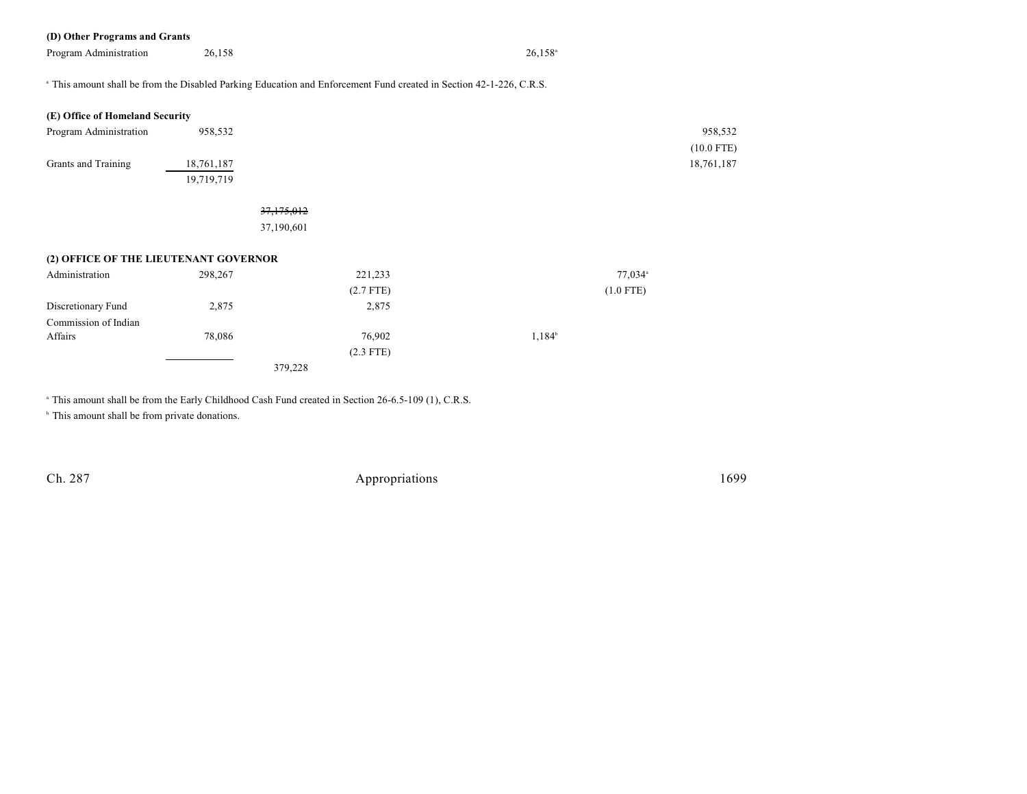**(D) Other Programs and Grants**

| | | | | | | |
|---|---|---|---|---|---|---|
| Program Administration | 26,158 | | | 26,158[a] | | |

[a] This amount shall be from the Disabled Parking Education and Enforcement Fund created in Section 42-1-226, C.R.S.

**(E) Office of Homeland Security**

| | | | | | | |
|---|---|---|---|---|---|---|
| Program Administration | 958,532 | | | | | 958,532 |
| | | | | | | (10.0 FTE) |
| Grants and Training | 18,761,187 | | | | | 18,761,187 |
| | 19,719,719 | | | | | |
| | | ~~37,175,012~~ | | | | |
| | | 37,190,601 | | | | |

**(2) OFFICE OF THE LIEUTENANT GOVERNOR**

| | | | | | | |
|---|---|---|---|---|---|---|
| Administration | 298,267 | | 221,233 | | 77,034[a] | |
| | | | (2.7 FTE) | | (1.0 FTE) | |
| Discretionary Fund | 2,875 | | 2,875 | | | |
| Commission of Indian Affairs | 78,086 | | 76,902 | 1,184[b] | | |
| | | | (2.3 FTE) | | | |
| | | 379,228 | | | | |

[a] This amount shall be from the Early Childhood Cash Fund created in Section 26-6.5-109 (1), C.R.S.

[b] This amount shall be from private donations.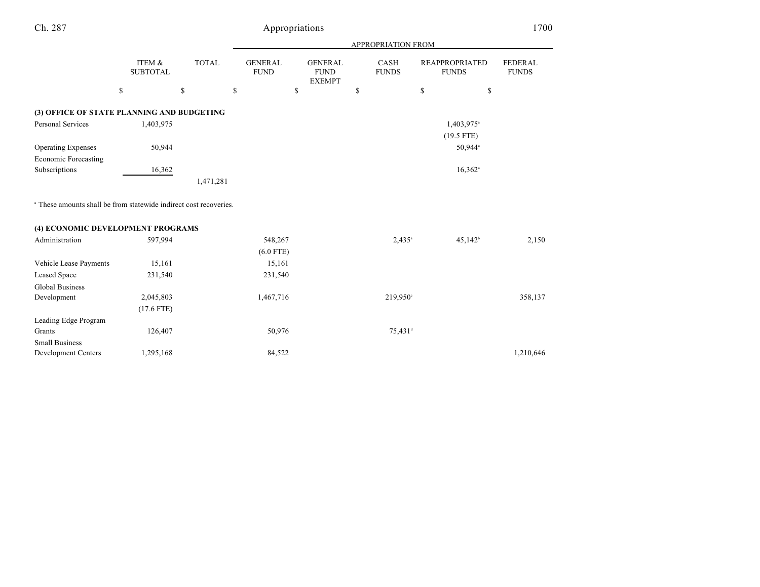| | ITEM & SUBTOTAL | TOTAL | GENERAL FUND | GENERAL FUND EXEMPT | CASH FUNDS | REAPPROPRIATED FUNDS | FEDERAL FUNDS |
|---|---|---|---|---|---|---|---|
| | | | APPROPRIATION FROM | | | | |
| | $ | $ | $ | $ | $ | $ | $ |
| **(3) OFFICE OF STATE PLANNING AND BUDGETING** | | | | | | | |
| Personal Services | 1,403,975 | | | | | 1,403,975[a] | |
| | | | | | | (19.5 FTE) | |
| Operating Expenses | 50,944 | | | | | 50,944[a] | |
| Economic Forecasting Subscriptions | 16,362 | | | | | 16,362[a] | |
| | | 1,471,281 | | | | | |

[a] These amounts shall be from statewide indirect cost recoveries.

| | ITEM & SUBTOTAL | TOTAL | GENERAL FUND | GENERAL FUND EXEMPT | CASH FUNDS | REAPPROPRIATED FUNDS | FEDERAL FUNDS |
|---|---|---|---|---|---|---|---|
| **(4) ECONOMIC DEVELOPMENT PROGRAMS** | | | | | | | |
| Administration | 597,994 | | 548,267 | | 2,435[a] | 45,142[b] | 2,150 |
| | | | (6.0 FTE) | | | | |
| Vehicle Lease Payments | 15,161 | | 15,161 | | | | |
| Leased Space | 231,540 | | 231,540 | | | | |
| Global Business Development | 2,045,803 | | 1,467,716 | | 219,950[c] | | 358,137 |
| | (17.6 FTE) | | | | | | |
| Leading Edge Program Grants | 126,407 | | 50,976 | | 75,431[d] | | |
| Small Business Development Centers | 1,295,168 | | 84,522 | | | | 1,210,646 |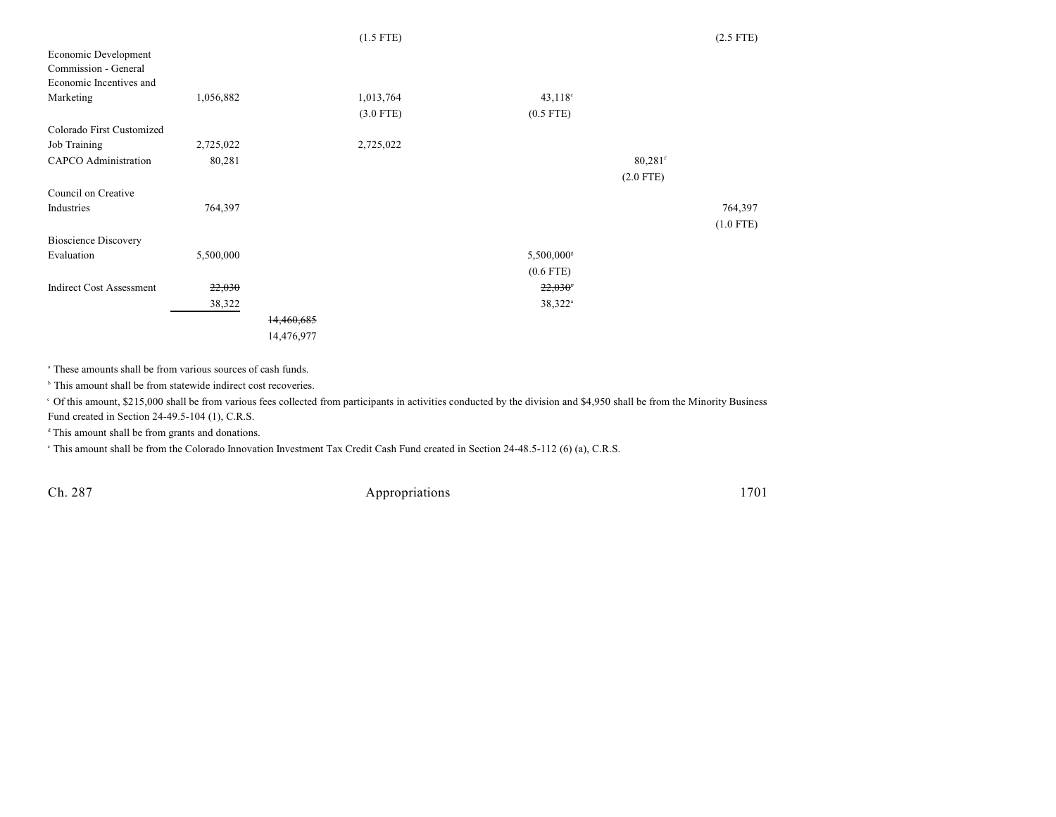| | | | | | | | |
|---|---|---|---|---|---|---|---|
| | | | (1.5 FTE) | | | | (2.5 FTE) |
| Economic Development Commission - General Economic Incentives and Marketing | 1,056,882 | | 1,013,764 | 43,118[e] | | | |
| | | | (3.0 FTE) | (0.5 FTE) | | | |
| Colorado First Customized Job Training | 2,725,022 | | 2,725,022 | | | | |
| CAPCO Administration | 80,281 | | | | | 80,281[f] | |
| | | | | | | (2.0 FTE) | |
| Council on Creative Industries | 764,397 | | | | | | 764,397 |
| | | | | | | | (1.0 FTE) |
| Bioscience Discovery Evaluation | 5,500,000 | | | 5,500,000[g] | | | |
| | | | | (0.6 FTE) | | | |
| Indirect Cost Assessment | ~~22,030~~ | | | ~~22,030~~[a] | | | |
| | 38,322 | | | 38,322[a] | | | |
| | | ~~14,460,685~~ | | | | | |
| | | 14,476,977 | | | | | |

[a] These amounts shall be from various sources of cash funds.

[b] This amount shall be from statewide indirect cost recoveries.

[c] Of this amount, $215,000 shall be from various fees collected from participants in activities conducted by the division and $4,950 shall be from the Minority Business Fund created in Section 24-49.5-104 (1), C.R.S.

[d] This amount shall be from grants and donations.

[e] This amount shall be from the Colorado Innovation Investment Tax Credit Cash Fund created in Section 24-48.5-112 (6) (a), C.R.S.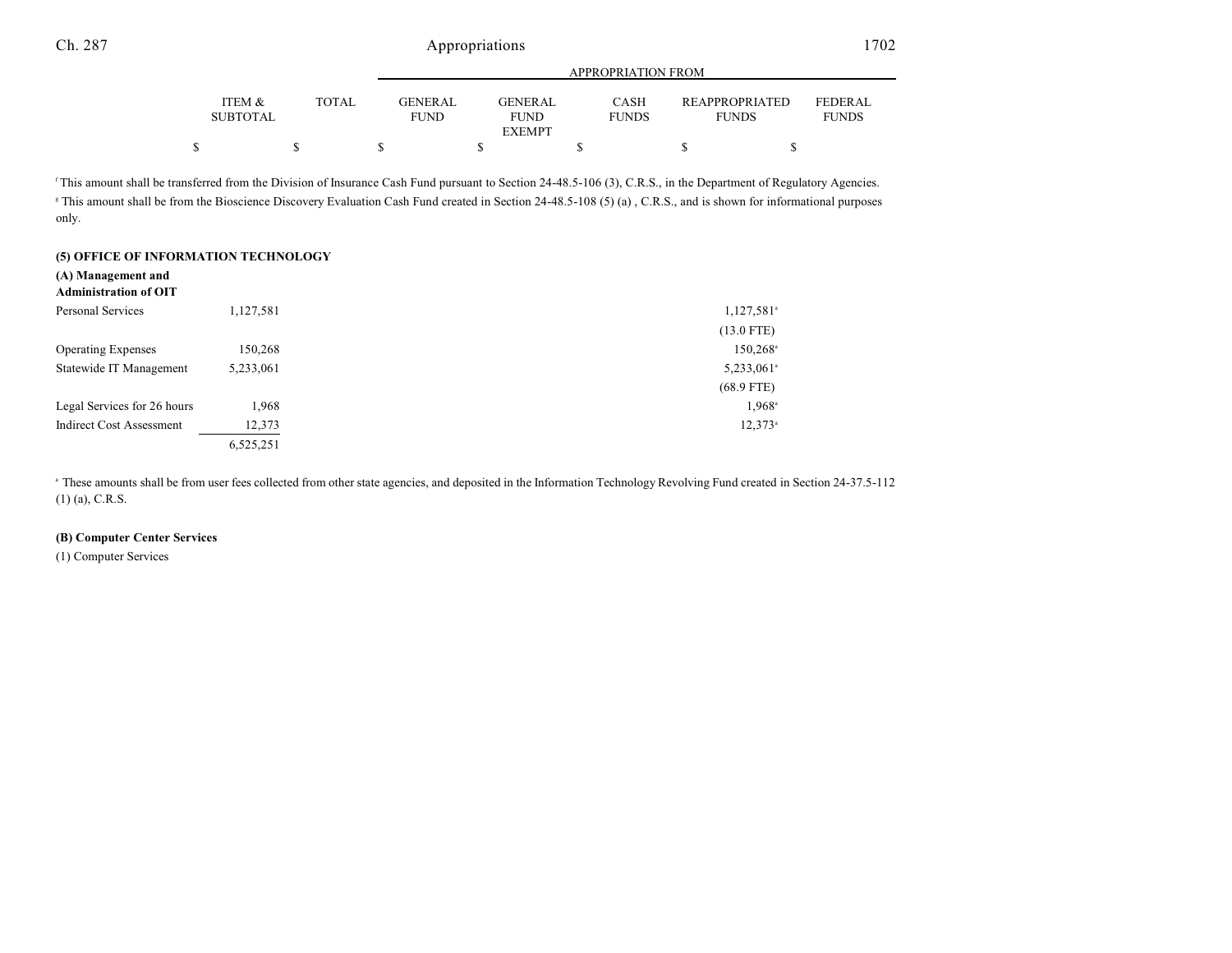| | ITEM & SUBTOTAL | TOTAL | GENERAL FUND | GENERAL FUND EXEMPT | CASH FUNDS | REAPPROPRIATED FUNDS | FEDERAL FUNDS |
|---|---|---|---|---|---|---|---|
| | | | APPROPRIATION FROM | | | | |
| | $ | $ | $ | $ | $ | $ | $ |

[f] This amount shall be transferred from the Division of Insurance Cash Fund pursuant to Section 24-48.5-106 (3), C.R.S., in the Department of Regulatory Agencies.
[g] This amount shall be from the Bioscience Discovery Evaluation Cash Fund created in Section 24-48.5-108 (5) (a) , C.R.S., and is shown for informational purposes only.

**(5) OFFICE OF INFORMATION TECHNOLOGY**

**(A) Management and Administration of OIT**

| | ITEM & SUBTOTAL | TOTAL | GENERAL FUND | GENERAL FUND EXEMPT | CASH FUNDS | REAPPROPRIATED FUNDS | FEDERAL FUNDS |
|---|---|---|---|---|---|---|---|
| Personal Services | 1,127,581 | | | | | 1,127,581[a] | |
| | | | | | | (13.0 FTE) | |
| Operating Expenses | 150,268 | | | | | 150,268[a] | |
| Statewide IT Management | 5,233,061 | | | | | 5,233,061[a] | |
| | | | | | | (68.9 FTE) | |
| Legal Services for 26 hours | 1,968 | | | | | 1,968[a] | |
| Indirect Cost Assessment | 12,373 | | | | | 12,373[a] | |
| | 6,525,251 | | | | | | |

[a] These amounts shall be from user fees collected from other state agencies, and deposited in the Information Technology Revolving Fund created in Section 24-37.5-112 (1) (a), C.R.S.

**(B) Computer Center Services**

(1) Computer Services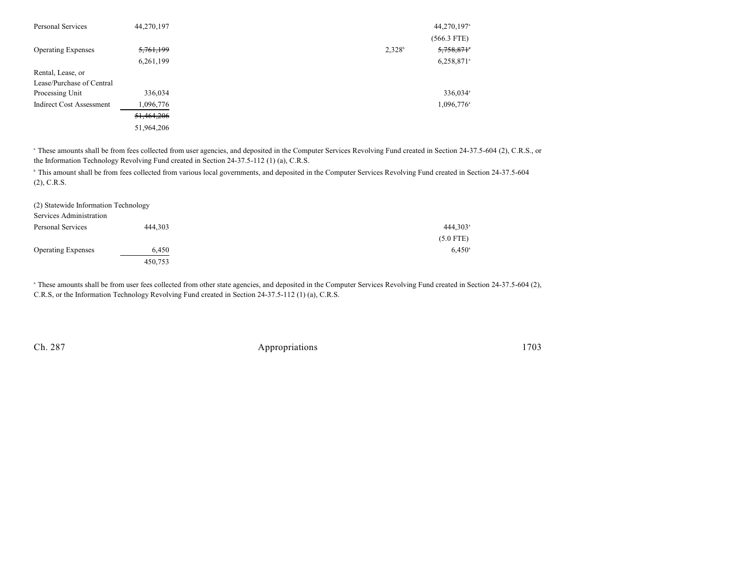| | Total | | | Cash Funds | Cash Funds Exempt |
|---|---|---|---|---|---|
| Personal Services | 44,270,197 | | | | 44,270,197[a] |
| | | | | | (566.3 FTE) |
| Operating Expenses | ~~5,761,199~~ | | | 2,328[b] | ~~5,758,871~~[a] |
| | 6,261,199 | | | | 6,258,871[a] |
| Rental, Lease, or Lease/Purchase of Central Processing Unit | 336,034 | | | | 336,034[a] |
| Indirect Cost Assessment | 1,096,776 | | | | 1,096,776[a] |
| | ~~51,464,206~~ | | | | |
| | 51,964,206 | | | | |

[a] These amounts shall be from fees collected from user agencies, and deposited in the Computer Services Revolving Fund created in Section 24-37.5-604 (2), C.R.S., or the Information Technology Revolving Fund created in Section 24-37.5-112 (1) (a), C.R.S.

[b] This amount shall be from fees collected from various local governments, and deposited in the Computer Services Revolving Fund created in Section 24-37.5-604 (2), C.R.S.

(2) Statewide Information Technology Services Administration

| | Total | | | | Cash Funds Exempt |
|---|---|---|---|---|---|
| Personal Services | 444,303 | | | | 444,303[a] |
| | | | | | (5.0 FTE) |
| Operating Expenses | 6,450 | | | | 6,450[a] |
| | 450,753 | | | | |

[a] These amounts shall be from user fees collected from other state agencies, and deposited in the Computer Services Revolving Fund created in Section 24-37.5-604 (2), C.R.S, or the Information Technology Revolving Fund created in Section 24-37.5-112 (1) (a), C.R.S.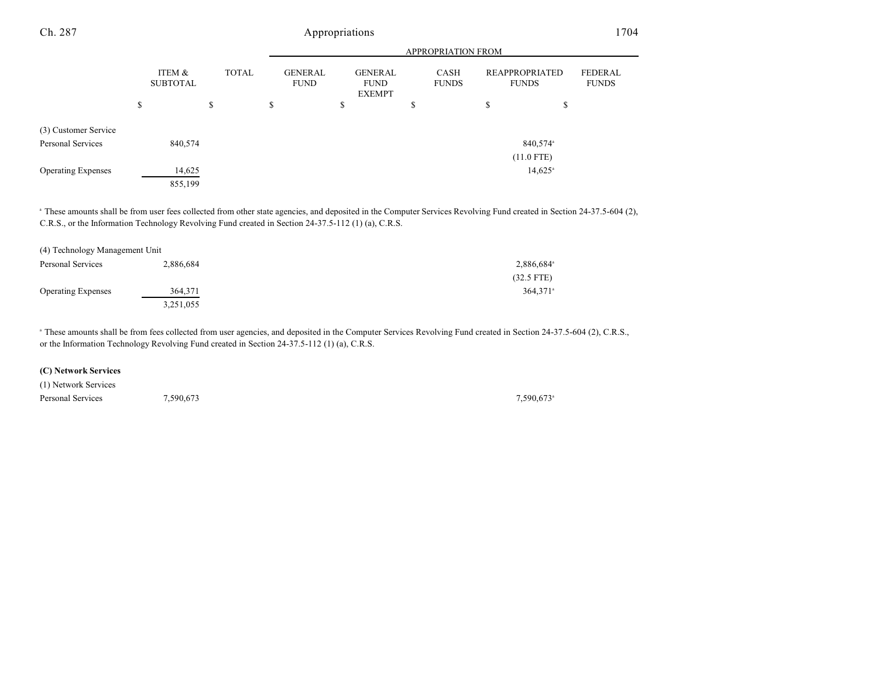| | ITEM & SUBTOTAL | TOTAL | APPROPRIATION FROM GENERAL FUND | GENERAL FUND EXEMPT | CASH FUNDS | REAPPROPRIATED FUNDS | FEDERAL FUNDS |
|---|---|---|---|---|---|---|---|
| | $ | $ | $ | $ | $ | $ | $ |
| (3) Customer Service | | | | | | | |
| Personal Services | 840,574 | | | | | 840,574[a] | |
| | | | | | | (11.0 FTE) | |
| Operating Expenses | 14,625 | | | | | 14,625[a] | |
| | 855,199 | | | | | | |

[a] These amounts shall be from user fees collected from other state agencies, and deposited in the Computer Services Revolving Fund created in Section 24-37.5-604 (2), C.R.S., or the Information Technology Revolving Fund created in Section 24-37.5-112 (1) (a), C.R.S.

| | ITEM & SUBTOTAL | TOTAL | GENERAL FUND | GENERAL FUND EXEMPT | CASH FUNDS | REAPPROPRIATED FUNDS | FEDERAL FUNDS |
|---|---|---|---|---|---|---|---|
| (4) Technology Management Unit | | | | | | | |
| Personal Services | 2,886,684 | | | | | 2,886,684[a] | |
| | | | | | | (32.5 FTE) | |
| Operating Expenses | 364,371 | | | | | 364,371[a] | |
| | 3,251,055 | | | | | | |

[a] These amounts shall be from fees collected from user agencies, and deposited in the Computer Services Revolving Fund created in Section 24-37.5-604 (2), C.R.S., or the Information Technology Revolving Fund created in Section 24-37.5-112 (1) (a), C.R.S.

**(C) Network Services**

| | ITEM & SUBTOTAL | TOTAL | GENERAL FUND | GENERAL FUND EXEMPT | CASH FUNDS | REAPPROPRIATED FUNDS | FEDERAL FUNDS |
|---|---|---|---|---|---|---|---|
| (1) Network Services | | | | | | | |
| Personal Services | 7,590,673 | | | | | 7,590,673[a] | |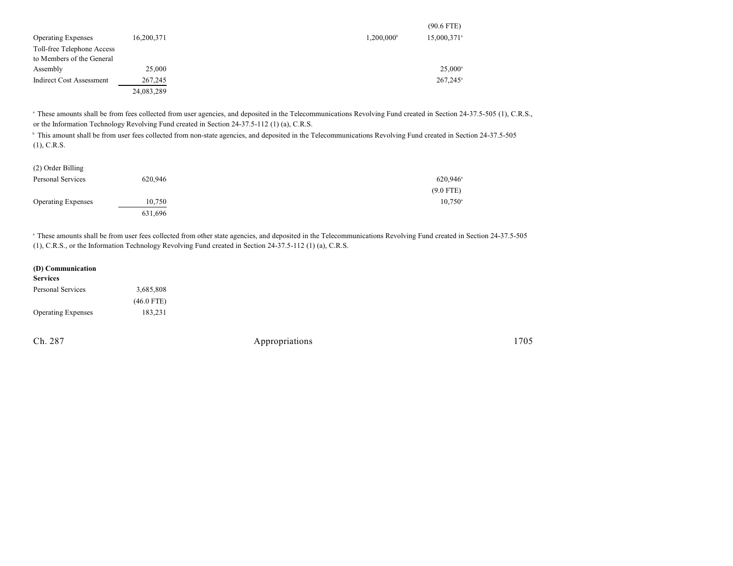| | | | | | | |
|---|---|---|---|---|---|---|
| | | | | | (90.6 FTE) | |
| Operating Expenses | 16,200,371 | | | 1,200,000[b] | 15,000,371[a] | |
| Toll-free Telephone Access to Members of the General Assembly | 25,000 | | | | 25,000[a] | |
| Indirect Cost Assessment | 267,245 | | | | 267,245[a] | |
| | 24,083,289 | | | | | |

[a] These amounts shall be from fees collected from user agencies, and deposited in the Telecommunications Revolving Fund created in Section 24-37.5-505 (1), C.R.S., or the Information Technology Revolving Fund created in Section 24-37.5-112 (1) (a), C.R.S.

[b] This amount shall be from user fees collected from non-state agencies, and deposited in the Telecommunications Revolving Fund created in Section 24-37.5-505 (1), C.R.S.

| | | | | | | |
|---|---|---|---|---|---|---|
| (2) Order Billing | | | | | | |
| Personal Services | 620,946 | | | | 620,946[a] | |
| | | | | | (9.0 FTE) | |
| Operating Expenses | 10,750 | | | | 10,750[a] | |
| | 631,696 | | | | | |

[a] These amounts shall be from user fees collected from other state agencies, and deposited in the Telecommunications Revolving Fund created in Section 24-37.5-505 (1), C.R.S., or the Information Technology Revolving Fund created in Section 24-37.5-112 (1) (a), C.R.S.

| | | | | | | |
|---|---|---|---|---|---|---|
| **(D) Communication Services** | | | | | | |
| Personal Services | 3,685,808 | | | | | |
| | (46.0 FTE) | | | | | |
| Operating Expenses | 183,231 | | | | | |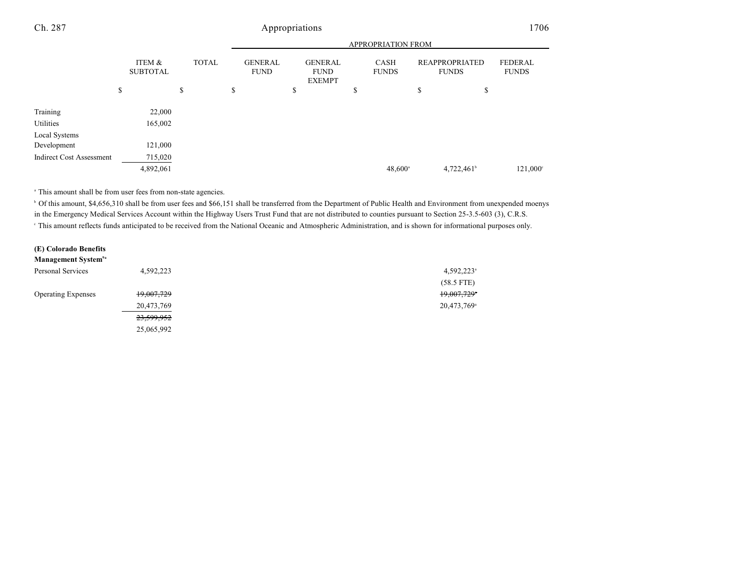| | ITEM & SUBTOTAL | TOTAL | GENERAL FUND | GENERAL FUND EXEMPT | CASH FUNDS | REAPPROPRIATED FUNDS | FEDERAL FUNDS |
|---|---|---|---|---|---|---|---|
| | $ | $ | $ | $ | $ | $ | $ |
| Training | 22,000 | | | | | | |
| Utilities | 165,002 | | | | | | |
| Local Systems Development | 121,000 | | | | | | |
| Indirect Cost Assessment | 715,020 | | | | | | |
| | 4,892,061 | | | | 48,600[a] | 4,722,461[b] | 121,000[c] |

[a] This amount shall be from user fees from non-state agencies.

[b] Of this amount, $4,656,310 shall be from user fees and $66,151 shall be transferred from the Department of Public Health and Environment from unexpended moenys in the Emergency Medical Services Account within the Highway Users Trust Fund that are not distributed to counties pursuant to Section 25-3.5-603 (3), C.R.S.

[c] This amount reflects funds anticipated to be received from the National Oceanic and Atmospheric Administration, and is shown for informational purposes only.

**(E) Colorado Benefits Management System[9a]**

| | ITEM & SUBTOTAL | TOTAL | GENERAL FUND | GENERAL FUND EXEMPT | CASH FUNDS | REAPPROPRIATED FUNDS | FEDERAL FUNDS |
|---|---|---|---|---|---|---|---|
| Personal Services | 4,592,223 | | | | | 4,592,223[a] | |
| | | | | | | (58.5 FTE) | |
| Operating Expenses | ~~19,007,729~~ | | | | | ~~19,007,729~~[a] | |
| | 20,473,769 | | | | | 20,473,769[a] | |
| | ~~23,599,952~~ | | | | | | |
| | 25,065,992 | | | | | | |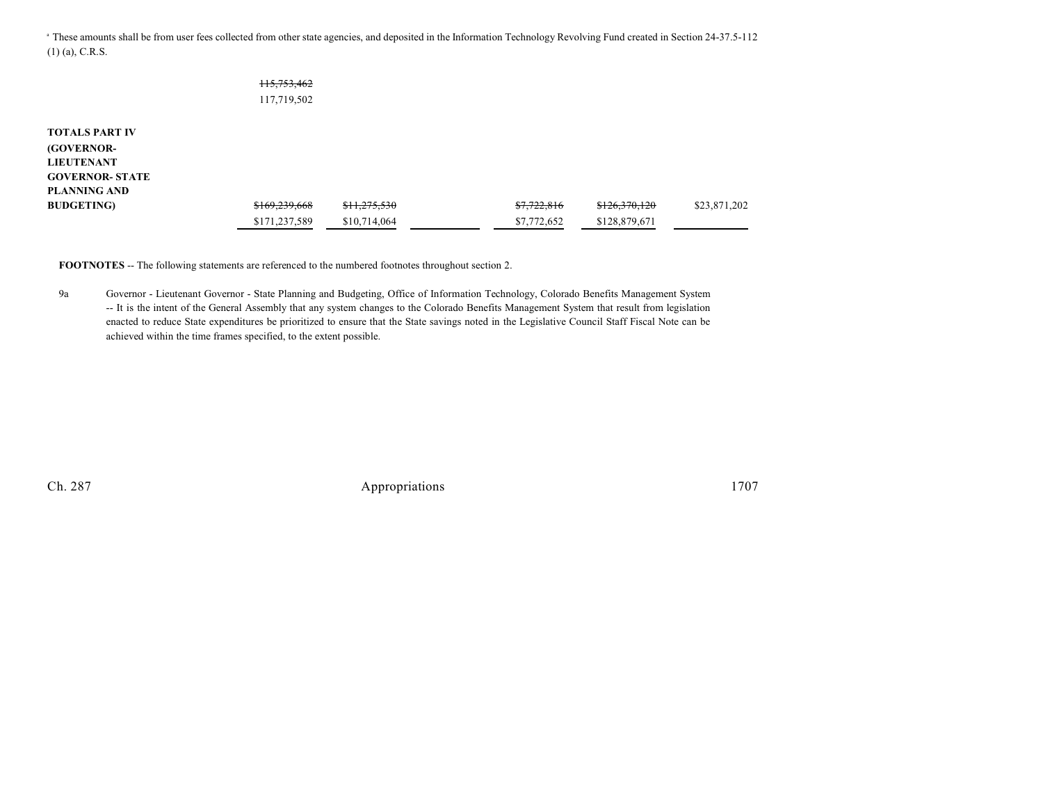[a] These amounts shall be from user fees collected from other state agencies, and deposited in the Information Technology Revolving Fund created in Section 24-37.5-112 (1) (a), C.R.S.

| | | | | | | |
|---|---|---|---|---|---|---|
| | ~~115,753,462~~ | | | | | |
| | 117,719,502 | | | | | |

| | | | | | | |
|---|---|---|---|---|---|---|
| **TOTALS PART IV (GOVERNOR-LIEUTENANT GOVERNOR- STATE PLANNING AND BUDGETING)** | ~~$169,239,668~~ | ~~$11,275,530~~ | | ~~$7,722,816~~ | ~~$126,370,120~~ | $23,871,202 |
| | $171,237,589 | $10,714,064 | | $7,772,652 | $128,879,671 | |

**FOOTNOTES** -- The following statements are referenced to the numbered footnotes throughout section 2.

9a Governor - Lieutenant Governor - State Planning and Budgeting, Office of Information Technology, Colorado Benefits Management System -- It is the intent of the General Assembly that any system changes to the Colorado Benefits Management System that result from legislation enacted to reduce State expenditures be prioritized to ensure that the State savings noted in the Legislative Council Staff Fiscal Note can be achieved within the time frames specified, to the extent possible.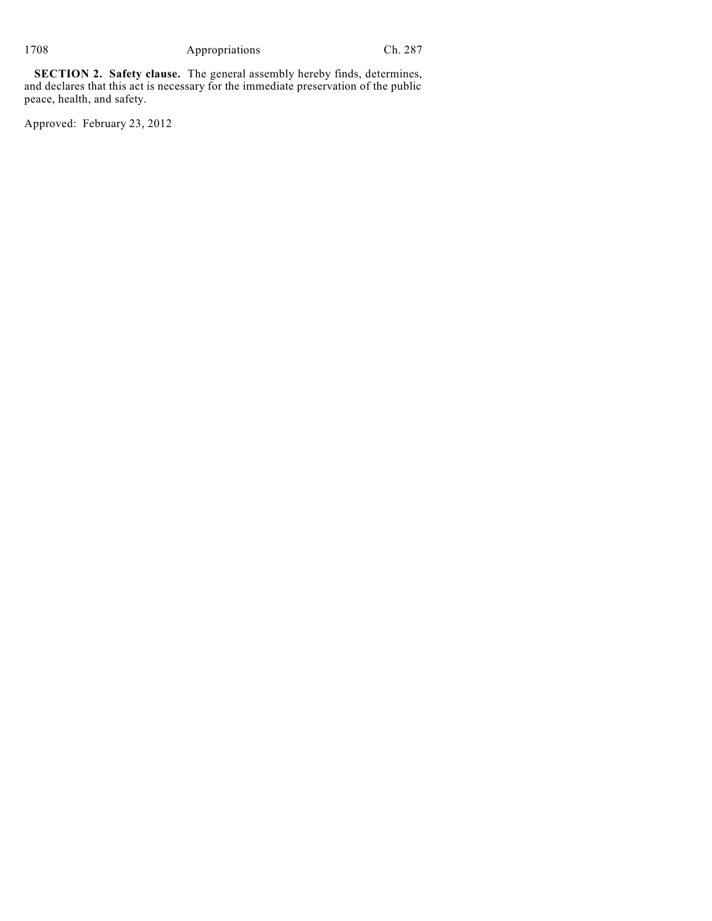**SECTION 2. Safety clause.** The general assembly hereby finds, determines, and declares that this act is necessary for the immediate preservation of the public peace, health, and safety.

Approved: February 23, 2012